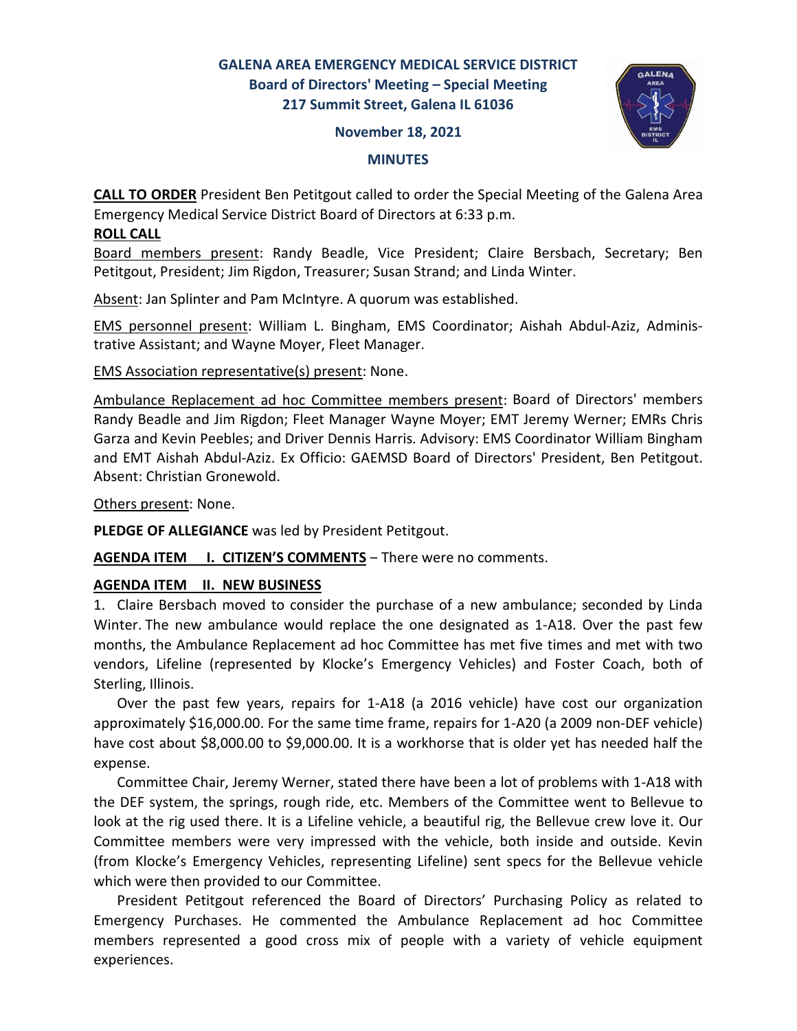**GALENA AREA EMERGENCY MEDICAL SERVICE DISTRICT**
**Board of Directors' Meeting – Special Meeting**
**217 Summit Street, Galena IL 61036**

**November 18, 2021**

**MINUTES**

**CALL TO ORDER** President Ben Petitgout called to order the Special Meeting of the Galena Area Emergency Medical Service District Board of Directors at 6:33 p.m.

**ROLL CALL**

Board members present: Randy Beadle, Vice President; Claire Bersbach, Secretary; Ben Petitgout, President; Jim Rigdon, Treasurer; Susan Strand; and Linda Winter.

Absent: Jan Splinter and Pam McIntyre. A quorum was established.

EMS personnel present: William L. Bingham, EMS Coordinator; Aishah Abdul-Aziz, Administrative Assistant; and Wayne Moyer, Fleet Manager.

EMS Association representative(s) present: None.

Ambulance Replacement ad hoc Committee members present: Board of Directors' members Randy Beadle and Jim Rigdon; Fleet Manager Wayne Moyer; EMT Jeremy Werner; EMRs Chris Garza and Kevin Peebles; and Driver Dennis Harris. Advisory: EMS Coordinator William Bingham and EMT Aishah Abdul-Aziz. Ex Officio: GAEMSD Board of Directors' President, Ben Petitgout. Absent: Christian Gronewold.

Others present: None.

**PLEDGE OF ALLEGIANCE** was led by President Petitgout.

**AGENDA ITEM I. CITIZEN'S COMMENTS** – There were no comments.

**AGENDA ITEM II. NEW BUSINESS**

1. Claire Bersbach moved to consider the purchase of a new ambulance; seconded by Linda Winter. The new ambulance would replace the one designated as 1-A18. Over the past few months, the Ambulance Replacement ad hoc Committee has met five times and met with two vendors, Lifeline (represented by Klocke's Emergency Vehicles) and Foster Coach, both of Sterling, Illinois.

Over the past few years, repairs for 1-A18 (a 2016 vehicle) have cost our organization approximately $16,000.00. For the same time frame, repairs for 1-A20 (a 2009 non-DEF vehicle) have cost about $8,000.00 to $9,000.00. It is a workhorse that is older yet has needed half the expense.

Committee Chair, Jeremy Werner, stated there have been a lot of problems with 1-A18 with the DEF system, the springs, rough ride, etc. Members of the Committee went to Bellevue to look at the rig used there. It is a Lifeline vehicle, a beautiful rig, the Bellevue crew love it. Our Committee members were very impressed with the vehicle, both inside and outside. Kevin (from Klocke's Emergency Vehicles, representing Lifeline) sent specs for the Bellevue vehicle which were then provided to our Committee.

President Petitgout referenced the Board of Directors' Purchasing Policy as related to Emergency Purchases. He commented the Ambulance Replacement ad hoc Committee members represented a good cross mix of people with a variety of vehicle equipment experiences.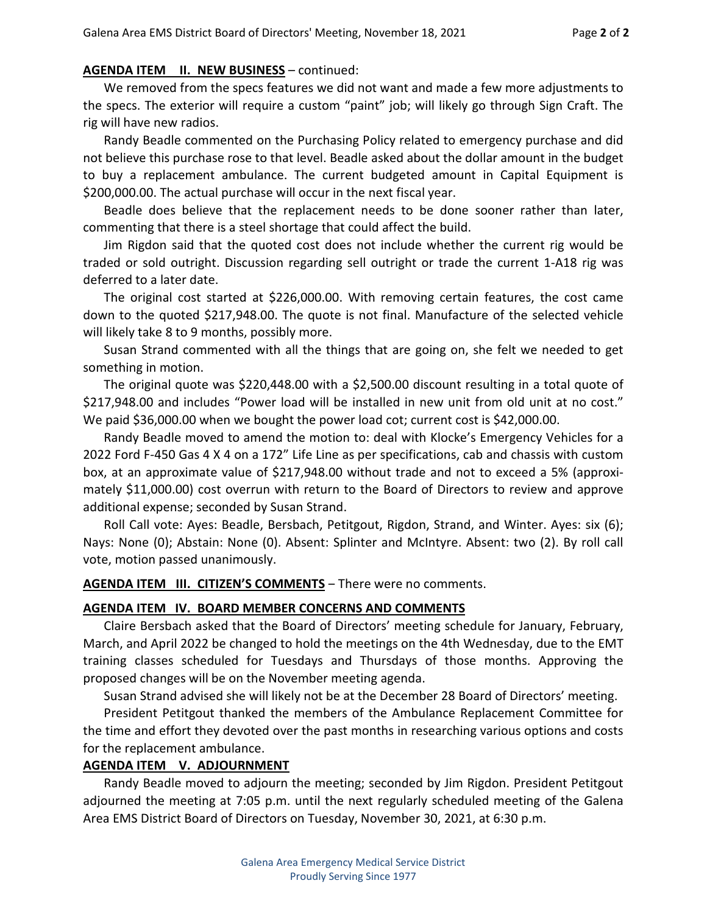**AGENDA ITEM II. NEW BUSINESS** – continued:

We removed from the specs features we did not want and made a few more adjustments to the specs. The exterior will require a custom "paint" job; will likely go through Sign Craft. The rig will have new radios.

Randy Beadle commented on the Purchasing Policy related to emergency purchase and did not believe this purchase rose to that level. Beadle asked about the dollar amount in the budget to buy a replacement ambulance. The current budgeted amount in Capital Equipment is $200,000.00. The actual purchase will occur in the next fiscal year.

Beadle does believe that the replacement needs to be done sooner rather than later, commenting that there is a steel shortage that could affect the build.

Jim Rigdon said that the quoted cost does not include whether the current rig would be traded or sold outright. Discussion regarding sell outright or trade the current 1-A18 rig was deferred to a later date.

The original cost started at $226,000.00. With removing certain features, the cost came down to the quoted $217,948.00. The quote is not final. Manufacture of the selected vehicle will likely take 8 to 9 months, possibly more.

Susan Strand commented with all the things that are going on, she felt we needed to get something in motion.

The original quote was $220,448.00 with a $2,500.00 discount resulting in a total quote of $217,948.00 and includes "Power load will be installed in new unit from old unit at no cost." We paid $36,000.00 when we bought the power load cot; current cost is $42,000.00.

Randy Beadle moved to amend the motion to: deal with Klocke's Emergency Vehicles for a 2022 Ford F-450 Gas 4 X 4 on a 172" Life Line as per specifications, cab and chassis with custom box, at an approximate value of $217,948.00 without trade and not to exceed a 5% (approximately $11,000.00) cost overrun with return to the Board of Directors to review and approve additional expense; seconded by Susan Strand.

Roll Call vote: Ayes: Beadle, Bersbach, Petitgout, Rigdon, Strand, and Winter. Ayes: six (6); Nays: None (0); Abstain: None (0). Absent: Splinter and McIntyre. Absent: two (2). By roll call vote, motion passed unanimously.

**AGENDA ITEM III. CITIZEN'S COMMENTS** – There were no comments.

**AGENDA ITEM IV. BOARD MEMBER CONCERNS AND COMMENTS**

Claire Bersbach asked that the Board of Directors' meeting schedule for January, February, March, and April 2022 be changed to hold the meetings on the 4th Wednesday, due to the EMT training classes scheduled for Tuesdays and Thursdays of those months. Approving the proposed changes will be on the November meeting agenda.

Susan Strand advised she will likely not be at the December 28 Board of Directors' meeting.

President Petitgout thanked the members of the Ambulance Replacement Committee for the time and effort they devoted over the past months in researching various options and costs for the replacement ambulance.

**AGENDA ITEM V. ADJOURNMENT**

Randy Beadle moved to adjourn the meeting; seconded by Jim Rigdon. President Petitgout adjourned the meeting at 7:05 p.m. until the next regularly scheduled meeting of the Galena Area EMS District Board of Directors on Tuesday, November 30, 2021, at 6:30 p.m.